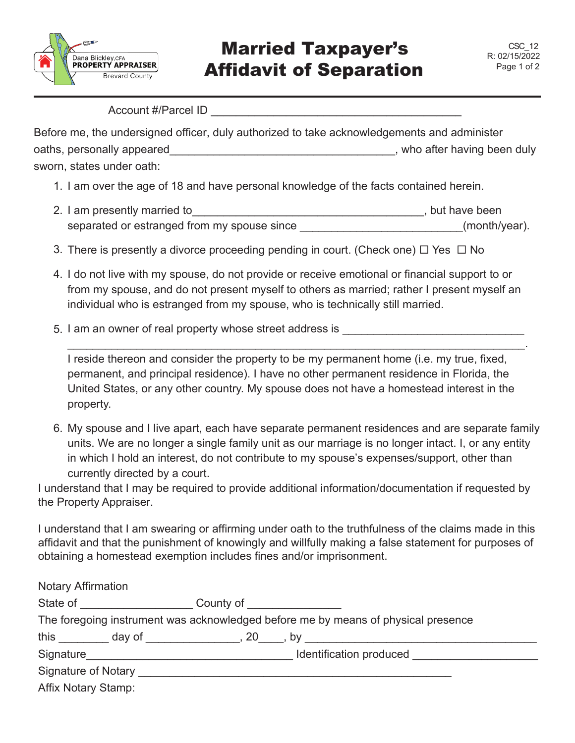Dana Blickley, CFA
PROPERTY APPRAISER
Brevard County

# Married Taxpayer's Affidavit of Separation

CSC_12
R: 02/15/2022

Account #/Parcel ID ________________________________________

Before me, the undersigned officer, duly authorized to take acknowledgements and administer oaths, personally appeared____________________________________, who after having been duly sworn, states under oath:

1. I am over the age of 18 and have personal knowledge of the facts contained herein.
2. I am presently married to______________________________________, but have been separated or estranged from my spouse since __________________________(month/year).
3. There is presently a divorce proceeding pending in court. (Check one) ☐ Yes ☐ No
4. I do not live with my spouse, do not provide or receive emotional or financial support to or from my spouse, and do not present myself to others as married; rather I present myself an individual who is estranged from my spouse, who is technically still married.
5. I am an owner of real property whose street address is _____________________________ ___________________________________________________________________________.
   I reside thereon and consider the property to be my permanent home (i.e. my true, fixed, permanent, and principal residence). I have no other permanent residence in Florida, the United States, or any other country. My spouse does not have a homestead interest in the property.
6. My spouse and I live apart, each have separate permanent residences and are separate family units. We are no longer a single family unit as our marriage is no longer intact. I, or any entity in which I hold an interest, do not contribute to my spouse's expenses/support, other than currently directed by a court.

I understand that I may be required to provide additional information/documentation if requested by the Property Appraiser.

I understand that I am swearing or affirming under oath to the truthfulness of the claims made in this affidavit and that the punishment of knowingly and willfully making a false statement for purposes of obtaining a homestead exemption includes fines and/or imprisonment.

Notary Affirmation

State of _________________ County of _______________

The foregoing instrument was acknowledged before me by means of physical presence

this ________ day of _______________, 20____, by ______________________________________

Signature_________________________________ Identification produced ____________________

Signature of Notary __________________________________________________

Affix Notary Stamp: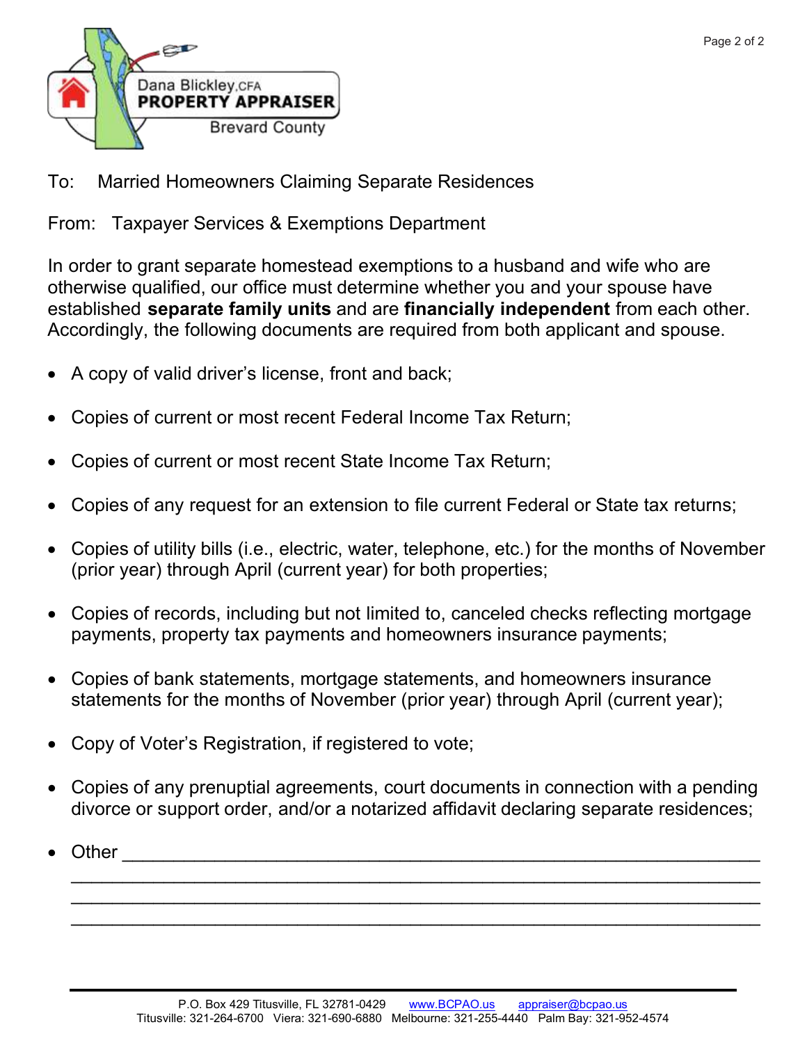Dana Blickley, CFA
**PROPERTY APPRAISER**
Brevard County

To: Married Homeowners Claiming Separate Residences

From: Taxpayer Services & Exemptions Department

In order to grant separate homestead exemptions to a husband and wife who are otherwise qualified, our office must determine whether you and your spouse have established **separate family units** and are **financially independent** from each other. Accordingly, the following documents are required from both applicant and spouse.

- A copy of valid driver's license, front and back;
- Copies of current or most recent Federal Income Tax Return;
- Copies of current or most recent State Income Tax Return;
- Copies of any request for an extension to file current Federal or State tax returns;
- Copies of utility bills (i.e., electric, water, telephone, etc.) for the months of November (prior year) through April (current year) for both properties;
- Copies of records, including but not limited to, canceled checks reflecting mortgage payments, property tax payments and homeowners insurance payments;
- Copies of bank statements, mortgage statements, and homeowners insurance statements for the months of November (prior year) through April (current year);
- Copy of Voter's Registration, if registered to vote;
- Copies of any prenuptial agreements, court documents in connection with a pending divorce or support order, and/or a notarized affidavit declaring separate residences;
- Other ____________________________________________________________
  ____________________________________________________________
  ____________________________________________________________
  ____________________________________________________________

P.O. Box 429 Titusville, FL 32781-0429 www.BCPAO.us appraiser@bcpao.us
Titusville: 321-264-6700 Viera: 321-690-6880 Melbourne: 321-255-4440 Palm Bay: 321-952-4574